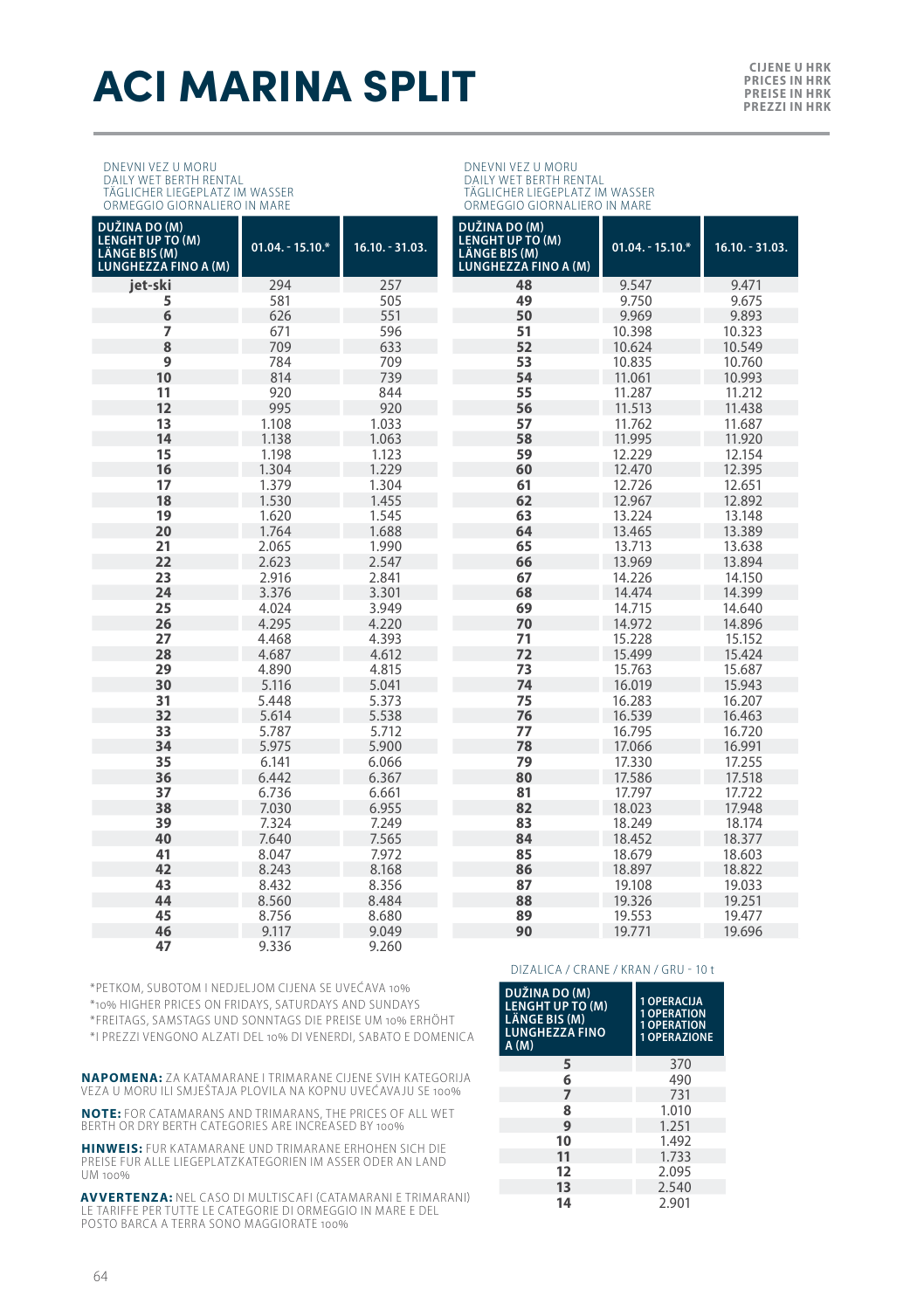# ACI MARINA SPLIT

**CIJENE U HRK**
**PRICES IN HRK**
**PREISE IN HRK**
**PREZZI IN HRK**

DNEVNI VEZ U MORU
DAILY WET BERTH RENTAL
TÄGLICHER LIEGEPLATZ IM WASSER
ORMEGGIO GIORNALIERO IN MARE

| DUŽINA DO (M) LENGHT UP TO (M) LÄNGE BIS (M) LUNGHEZZA FINO A (M) | 01.04. - 15.10.* | 16.10. - 31.03. |
|---|---|---|
| jet-ski | 294 | 257 |
| 5 | 581 | 505 |
| 6 | 626 | 551 |
| 7 | 671 | 596 |
| 8 | 709 | 633 |
| 9 | 784 | 709 |
| 10 | 814 | 739 |
| 11 | 920 | 844 |
| 12 | 995 | 920 |
| 13 | 1.108 | 1.033 |
| 14 | 1.138 | 1.063 |
| 15 | 1.198 | 1.123 |
| 16 | 1.304 | 1.229 |
| 17 | 1.379 | 1.304 |
| 18 | 1.530 | 1.455 |
| 19 | 1.620 | 1.545 |
| 20 | 1.764 | 1.688 |
| 21 | 2.065 | 1.990 |
| 22 | 2.623 | 2.547 |
| 23 | 2.916 | 2.841 |
| 24 | 3.376 | 3.301 |
| 25 | 4.024 | 3.949 |
| 26 | 4.295 | 4.220 |
| 27 | 4.468 | 4.393 |
| 28 | 4.687 | 4.612 |
| 29 | 4.890 | 4.815 |
| 30 | 5.116 | 5.041 |
| 31 | 5.448 | 5.373 |
| 32 | 5.614 | 5.538 |
| 33 | 5.787 | 5.712 |
| 34 | 5.975 | 5.900 |
| 35 | 6.141 | 6.066 |
| 36 | 6.442 | 6.367 |
| 37 | 6.736 | 6.661 |
| 38 | 7.030 | 6.955 |
| 39 | 7.324 | 7.249 |
| 40 | 7.640 | 7.565 |
| 41 | 8.047 | 7.972 |
| 42 | 8.243 | 8.168 |
| 43 | 8.432 | 8.356 |
| 44 | 8.560 | 8.484 |
| 45 | 8.756 | 8.680 |
| 46 | 9.117 | 9.049 |
| 47 | 9.336 | 9.260 |

DNEVNI VEZ U MORU
DAILY WET BERTH RENTAL
TÄGLICHER LIEGEPLATZ IM WASSER
ORMEGGIO GIORNALIERO IN MARE

| DUŽINA DO (M) LENGHT UP TO (M) LÄNGE BIS (M) LUNGHEZZA FINO A (M) | 01.04. - 15.10.* | 16.10. - 31.03. |
|---|---|---|
| 48 | 9.547 | 9.471 |
| 49 | 9.750 | 9.675 |
| 50 | 9.969 | 9.893 |
| 51 | 10.398 | 10.323 |
| 52 | 10.624 | 10.549 |
| 53 | 10.835 | 10.760 |
| 54 | 11.061 | 10.993 |
| 55 | 11.287 | 11.212 |
| 56 | 11.513 | 11.438 |
| 57 | 11.762 | 11.687 |
| 58 | 11.995 | 11.920 |
| 59 | 12.229 | 12.154 |
| 60 | 12.470 | 12.395 |
| 61 | 12.726 | 12.651 |
| 62 | 12.967 | 12.892 |
| 63 | 13.224 | 13.148 |
| 64 | 13.465 | 13.389 |
| 65 | 13.713 | 13.638 |
| 66 | 13.969 | 13.894 |
| 67 | 14.226 | 14.150 |
| 68 | 14.474 | 14.399 |
| 69 | 14.715 | 14.640 |
| 70 | 14.972 | 14.896 |
| 71 | 15.228 | 15.152 |
| 72 | 15.499 | 15.424 |
| 73 | 15.763 | 15.687 |
| 74 | 16.019 | 15.943 |
| 75 | 16.283 | 16.207 |
| 76 | 16.539 | 16.463 |
| 77 | 16.795 | 16.720 |
| 78 | 17.066 | 16.991 |
| 79 | 17.330 | 17.255 |
| 80 | 17.586 | 17.518 |
| 81 | 17.797 | 17.722 |
| 82 | 18.023 | 17.948 |
| 83 | 18.249 | 18.174 |
| 84 | 18.452 | 18.377 |
| 85 | 18.679 | 18.603 |
| 86 | 18.897 | 18.822 |
| 87 | 19.108 | 19.033 |
| 88 | 19.326 | 19.251 |
| 89 | 19.553 | 19.477 |
| 90 | 19.771 | 19.696 |

*PETKOM, SUBOTOM I NEDJELJOM CIJENA SE UVEĆAVA 10%
*10% HIGHER PRICES ON FRIDAYS, SATURDAYS AND SUNDAYS
*FREITAGS, SAMSTAGS UND SONNTAGS DIE PREISE UM 10% ERHÖHT
*I PREZZI VENGONO ALZATI DEL 10% DI VENERDI, SABATO E DOMENICA

**NAPOMENA:** ZA KATAMARANE I TRIMARANE CIJENE SVIH KATEGORIJA VEZA U MORU ILI SMJEŠTAJA PLOVILA NA KOPNU UVEĆAVAJU SE 100%

**NOTE:** FOR CATAMARANS AND TRIMARANS, THE PRICES OF ALL WET BERTH OR DRY BERTH CATEGORIES ARE INCREASED BY 100%

**HINWEIS:** FUR KATAMARANE UND TRIMARANE ERHOHEN SICH DIE PREISE FUR ALLE LIEGEPLATZKATEGORIEN IM ASSER ODER AN LAND UM 100%

**AVVERTENZA:** NEL CASO DI MULTISCAFI (CATAMARANI E TRIMARANI) LE TARIFFE PER TUTTE LE CATEGORIE DI ORMEGGIO IN MARE E DEL POSTO BARCA A TERRA SONO MAGGIORATE 100%

DIZALICA / CRANE / KRAN / GRU - 10 t

| DUŽINA DO (M) LENGHT UP TO (M) LÄNGE BIS (M) LUNGHEZZA FINO A (M) | 1 OPERACIJA 1 OPERATION 1 OPERATION 1 OPERAZIONE |
|---|---|
| 5 | 370 |
| 6 | 490 |
| 7 | 731 |
| 8 | 1.010 |
| 9 | 1.251 |
| 10 | 1.492 |
| 11 | 1.733 |
| 12 | 2.095 |
| 13 | 2.540 |
| 14 | 2.901 |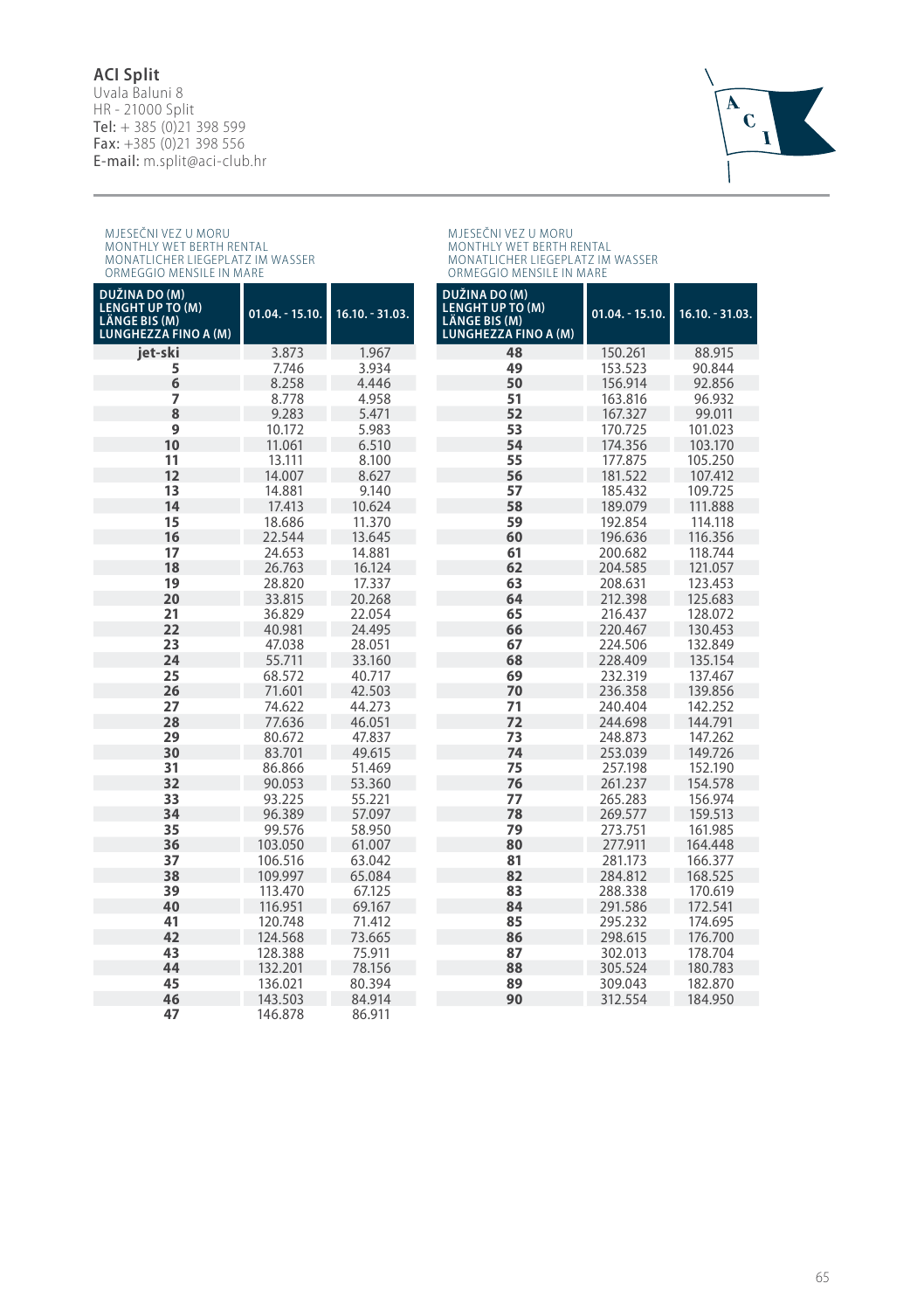## ACI Split

Uvala Baluni 8
HR - 21000 Split
**Tel:** + 385 (0)21 398 599
**Fax:** +385 (0)21 398 556
**E-mail:** m.split@aci-club.hr

MJESEČNI VEZ U MORU
MONTHLY WET BERTH RENTAL
MONATLICHER LIEGEPLATZ IM WASSER
ORMEGGIO MENSILE IN MARE

| DUŽINA DO (M) LENGHT UP TO (M) LÄNGE BIS (M) LUNGHEZZA FINO A (M) | 01.04. - 15.10. | 16.10. - 31.03. |
|---|---|---|
| jet-ski | 3.873 | 1.967 |
| 5 | 7.746 | 3.934 |
| 6 | 8.258 | 4.446 |
| 7 | 8.778 | 4.958 |
| 8 | 9.283 | 5.471 |
| 9 | 10.172 | 5.983 |
| 10 | 11.061 | 6.510 |
| 11 | 13.111 | 8.100 |
| 12 | 14.007 | 8.627 |
| 13 | 14.881 | 9.140 |
| 14 | 17.413 | 10.624 |
| 15 | 18.686 | 11.370 |
| 16 | 22.544 | 13.645 |
| 17 | 24.653 | 14.881 |
| 18 | 26.763 | 16.124 |
| 19 | 28.820 | 17.337 |
| 20 | 33.815 | 20.268 |
| 21 | 36.829 | 22.054 |
| 22 | 40.981 | 24.495 |
| 23 | 47.038 | 28.051 |
| 24 | 55.711 | 33.160 |
| 25 | 68.572 | 40.717 |
| 26 | 71.601 | 42.503 |
| 27 | 74.622 | 44.273 |
| 28 | 77.636 | 46.051 |
| 29 | 80.672 | 47.837 |
| 30 | 83.701 | 49.615 |
| 31 | 86.866 | 51.469 |
| 32 | 90.053 | 53.360 |
| 33 | 93.225 | 55.221 |
| 34 | 96.389 | 57.097 |
| 35 | 99.576 | 58.950 |
| 36 | 103.050 | 61.007 |
| 37 | 106.516 | 63.042 |
| 38 | 109.997 | 65.084 |
| 39 | 113.470 | 67.125 |
| 40 | 116.951 | 69.167 |
| 41 | 120.748 | 71.412 |
| 42 | 124.568 | 73.665 |
| 43 | 128.388 | 75.911 |
| 44 | 132.201 | 78.156 |
| 45 | 136.021 | 80.394 |
| 46 | 143.503 | 84.914 |
| 47 | 146.878 | 86.911 |

MJESEČNI VEZ U MORU
MONTHLY WET BERTH RENTAL
MONATLICHER LIEGEPLATZ IM WASSER
ORMEGGIO MENSILE IN MARE

| DUŽINA DO (M) LENGHT UP TO (M) LÄNGE BIS (M) LUNGHEZZA FINO A (M) | 01.04. - 15.10. | 16.10. - 31.03. |
|---|---|---|
| 48 | 150.261 | 88.915 |
| 49 | 153.523 | 90.844 |
| 50 | 156.914 | 92.856 |
| 51 | 163.816 | 96.932 |
| 52 | 167.327 | 99.011 |
| 53 | 170.725 | 101.023 |
| 54 | 174.356 | 103.170 |
| 55 | 177.875 | 105.250 |
| 56 | 181.522 | 107.412 |
| 57 | 185.432 | 109.725 |
| 58 | 189.079 | 111.888 |
| 59 | 192.854 | 114.118 |
| 60 | 196.636 | 116.356 |
| 61 | 200.682 | 118.744 |
| 62 | 204.585 | 121.057 |
| 63 | 208.631 | 123.453 |
| 64 | 212.398 | 125.683 |
| 65 | 216.437 | 128.072 |
| 66 | 220.467 | 130.453 |
| 67 | 224.506 | 132.849 |
| 68 | 228.409 | 135.154 |
| 69 | 232.319 | 137.467 |
| 70 | 236.358 | 139.856 |
| 71 | 240.404 | 142.252 |
| 72 | 244.698 | 144.791 |
| 73 | 248.873 | 147.262 |
| 74 | 253.039 | 149.726 |
| 75 | 257.198 | 152.190 |
| 76 | 261.237 | 154.578 |
| 77 | 265.283 | 156.974 |
| 78 | 269.577 | 159.513 |
| 79 | 273.751 | 161.985 |
| 80 | 277.911 | 164.448 |
| 81 | 281.173 | 166.377 |
| 82 | 284.812 | 168.525 |
| 83 | 288.338 | 170.619 |
| 84 | 291.586 | 172.541 |
| 85 | 295.232 | 174.695 |
| 86 | 298.615 | 176.700 |
| 87 | 302.013 | 178.704 |
| 88 | 305.524 | 180.783 |
| 89 | 309.043 | 182.870 |
| 90 | 312.554 | 184.950 |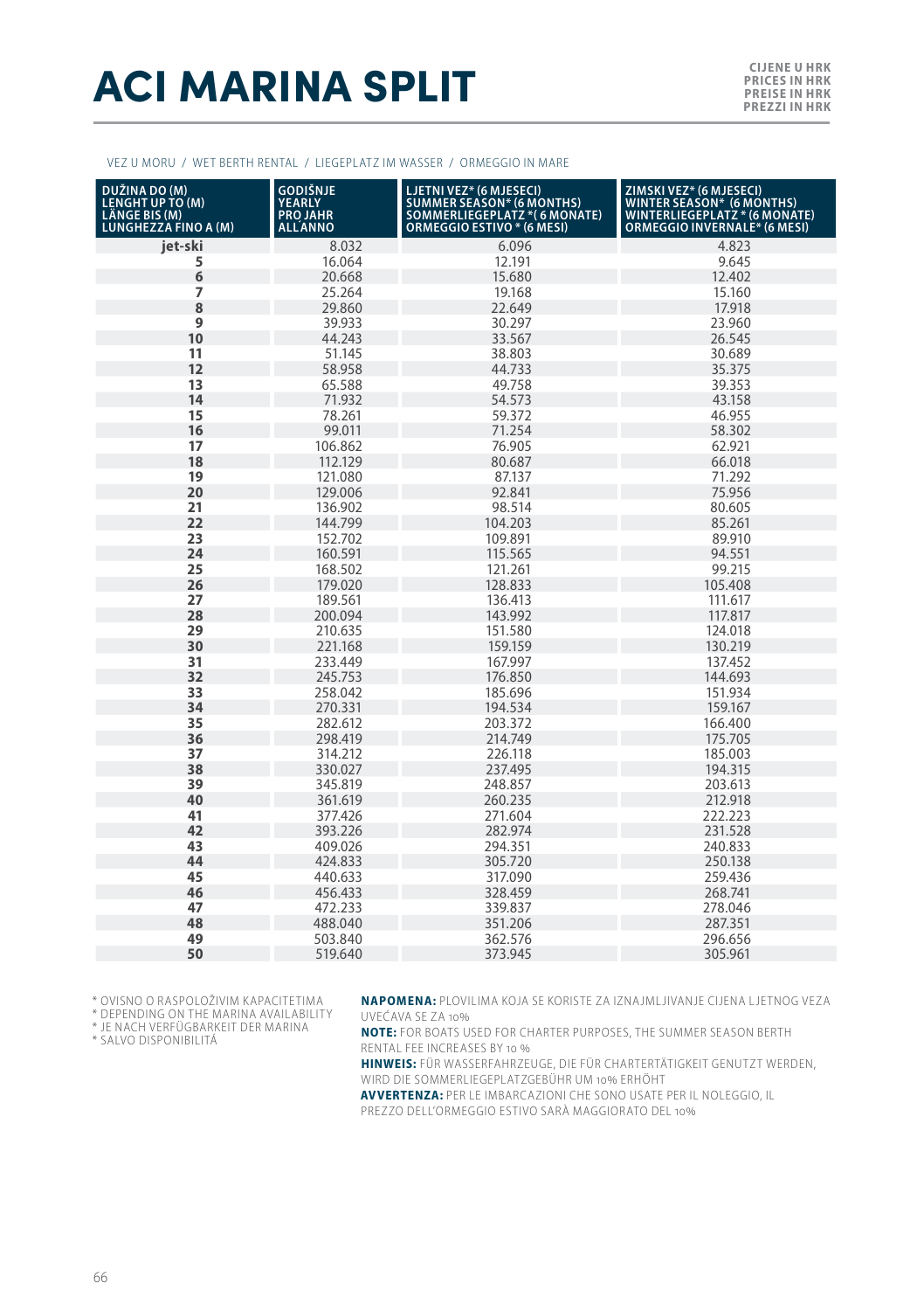# ACI MARINA SPLIT

CIJENE U HRK
PRICES IN HRK
PREISE IN HRK
PREZZI IN HRK

VEZ U MORU / WET BERTH RENTAL / LIEGEPLATZ IM WASSER / ORMEGGIO IN MARE

| DUŽINA DO (M) LENGHT UP TO (M) LÄNGE BIS (M) LUNGHEZZA FINO A (M) | GODIŠNJE YEARLY PRO JAHR ALL'ANNO | LJETNI VEZ* (6 MJESECI) SUMMER SEASON* (6 MONTHS) SOMMERLIEGEPLATZ *( 6 MONATE) ORMEGGIO ESTIVO * (6 MESI) | ZIMSKI VEZ* (6 MJESECI) WINTER SEASON* (6 MONTHS) WINTERLIEGEPLATZ * (6 MONATE) ORMEGGIO INVERNALE* (6 MESI) |
|---|---|---|---|
| jet-ski | 8.032 | 6.096 | 4.823 |
| 5 | 16.064 | 12.191 | 9.645 |
| 6 | 20.668 | 15.680 | 12.402 |
| 7 | 25.264 | 19.168 | 15.160 |
| 8 | 29.860 | 22.649 | 17.918 |
| 9 | 39.933 | 30.297 | 23.960 |
| 10 | 44.243 | 33.567 | 26.545 |
| 11 | 51.145 | 38.803 | 30.689 |
| 12 | 58.958 | 44.733 | 35.375 |
| 13 | 65.588 | 49.758 | 39.353 |
| 14 | 71.932 | 54.573 | 43.158 |
| 15 | 78.261 | 59.372 | 46.955 |
| 16 | 99.011 | 71.254 | 58.302 |
| 17 | 106.862 | 76.905 | 62.921 |
| 18 | 112.129 | 80.687 | 66.018 |
| 19 | 121.080 | 87.137 | 71.292 |
| 20 | 129.006 | 92.841 | 75.956 |
| 21 | 136.902 | 98.514 | 80.605 |
| 22 | 144.799 | 104.203 | 85.261 |
| 23 | 152.702 | 109.891 | 89.910 |
| 24 | 160.591 | 115.565 | 94.551 |
| 25 | 168.502 | 121.261 | 99.215 |
| 26 | 179.020 | 128.833 | 105.408 |
| 27 | 189.561 | 136.413 | 111.617 |
| 28 | 200.094 | 143.992 | 117.817 |
| 29 | 210.635 | 151.580 | 124.018 |
| 30 | 221.168 | 159.159 | 130.219 |
| 31 | 233.449 | 167.997 | 137.452 |
| 32 | 245.753 | 176.850 | 144.693 |
| 33 | 258.042 | 185.696 | 151.934 |
| 34 | 270.331 | 194.534 | 159.167 |
| 35 | 282.612 | 203.372 | 166.400 |
| 36 | 298.419 | 214.749 | 175.705 |
| 37 | 314.212 | 226.118 | 185.003 |
| 38 | 330.027 | 237.495 | 194.315 |
| 39 | 345.819 | 248.857 | 203.613 |
| 40 | 361.619 | 260.235 | 212.918 |
| 41 | 377.426 | 271.604 | 222.223 |
| 42 | 393.226 | 282.974 | 231.528 |
| 43 | 409.026 | 294.351 | 240.833 |
| 44 | 424.833 | 305.720 | 250.138 |
| 45 | 440.633 | 317.090 | 259.436 |
| 46 | 456.433 | 328.459 | 268.741 |
| 47 | 472.233 | 339.837 | 278.046 |
| 48 | 488.040 | 351.206 | 287.351 |
| 49 | 503.840 | 362.576 | 296.656 |
| 50 | 519.640 | 373.945 | 305.961 |

\* OVISNO O RASPOLOŽIVIM KAPACITETIMA
\* DEPENDING ON THE MARINA AVAILABILITY
\* JE NACH VERFÜGBARKEIT DER MARINA
\* SALVO DISPONIBILITÀ

**NAPOMENA:** PLOVILIMA KOJA SE KORISTE ZA IZNAJMLJIVANJE CIJENA LJETNOG VEZA UVEĆAVA SE ZA 10%

**NOTE:** FOR BOATS USED FOR CHARTER PURPOSES, THE SUMMER SEASON BERTH RENTAL FEE INCREASES BY 10 %

**HINWEIS:** FÜR WASSERFAHRZEUGE, DIE FÜR CHARTERTÄTIGKEIT GENUTZT WERDEN, WIRD DIE SOMMERLIEGEPLATZGEBÜHR UM 10% ERHÖHT

**AVVERTENZA:** PER LE IMBARCAZIONI CHE SONO USATE PER IL NOLEGGIO, IL PREZZO DELL'ORMEGGIO ESTIVO SARÀ MAGGIORATO DEL 10%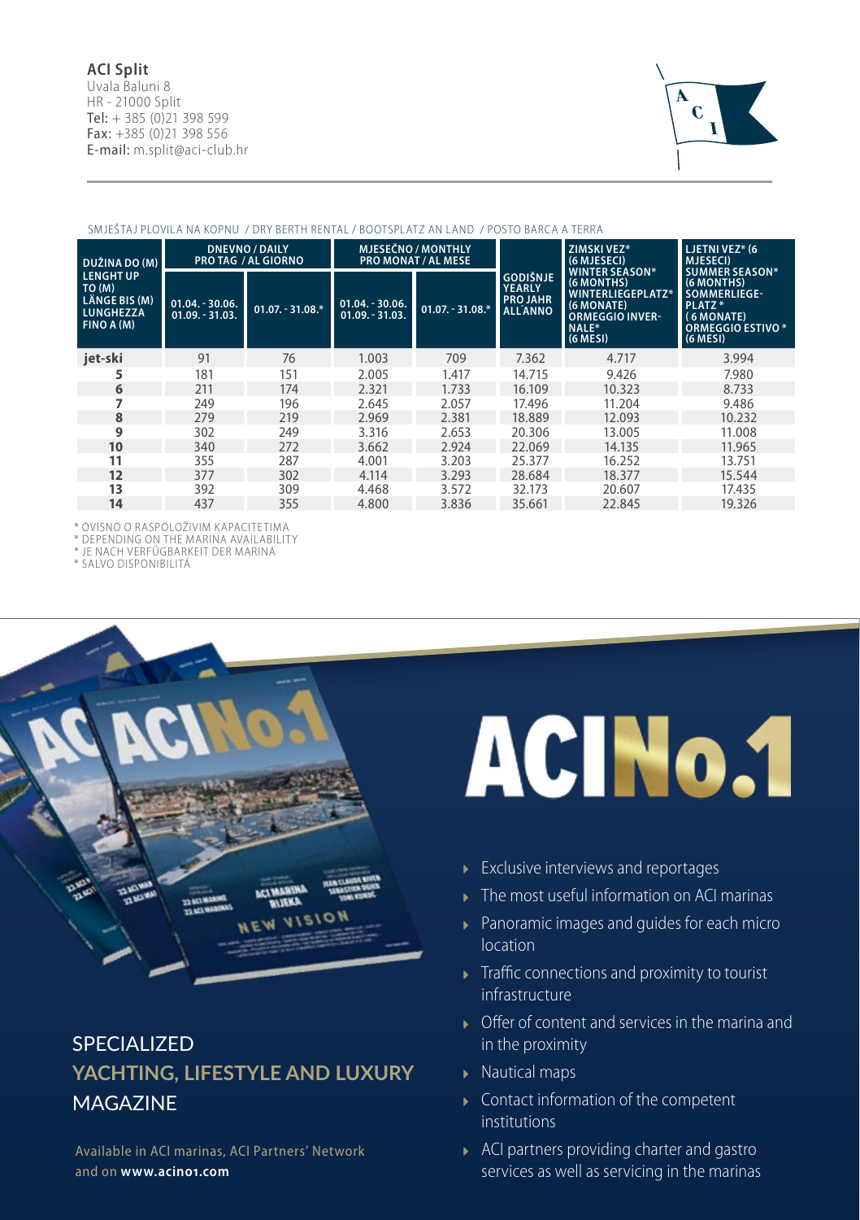**ACI Split**
Uvala Baluni 8
HR - 21000 Split
Tel: + 385 (0)21 398 599
Fax: +385 (0)21 398 556
E-mail: m.split@aci-club.hr

SMJEŠTAJ PLOVILA NA KOPNU / DRY BERTH RENTAL / BOOTSPLATZ AN LAND / POSTO BARCA A TERRA

| DUŽINA DO (M) LENGHT UP TO (M) LÄNGE BIS (M) LUNGHEZZA FINO A (M) | DNEVNO / DAILY PRO TAG / AL GIORNO | | MJESEČNO / MONTHLY PRO MONAT / AL MESE | | GODIŠNJE YEARLY PRO JAHR ALL'ANNO | ZIMSKI VEZ* (6 MJESECI) WINTER SEASON* (6 MONTHS) WINTERLIEGEPLATZ* (6 MONATE) ORMEGGIO INVERNALE* (6 MESI) | LJETNI VEZ* (6 MJESECI) SUMMER SEASON* (6 MONTHS) SOMMERLIEGEPLATZ* (6 MONATE) ORMEGGIO ESTIVO* (6 MESI) |
|---|---|---|---|---|---|---|---|
| | 01.04. - 30.06. 01.09. - 31.03. | 01.07. - 31.08.* | 01.04. - 30.06. 01.09. - 31.03. | 01.07. - 31.08.* | | | |
| jet-ski | 91 | 76 | 1.003 | 709 | 7.362 | 4.717 | 3.994 |
| 5 | 181 | 151 | 2.005 | 1.417 | 14.715 | 9.426 | 7.980 |
| 6 | 211 | 174 | 2.321 | 1.733 | 16.109 | 10.323 | 8.733 |
| 7 | 249 | 196 | 2.645 | 2.057 | 17.496 | 11.204 | 9.486 |
| 8 | 279 | 219 | 2.969 | 2.381 | 18.889 | 12.093 | 10.232 |
| 9 | 302 | 249 | 3.316 | 2.653 | 20.306 | 13.005 | 11.008 |
| 10 | 340 | 272 | 3.662 | 2.924 | 22.069 | 14.135 | 11.965 |
| 11 | 355 | 287 | 4.001 | 3.203 | 25.377 | 16.252 | 13.751 |
| 12 | 377 | 302 | 4.114 | 3.293 | 28.684 | 18.377 | 15.544 |
| 13 | 392 | 309 | 4.468 | 3.572 | 32.173 | 20.607 | 17.435 |
| 14 | 437 | 355 | 4.800 | 3.836 | 35.661 | 22.845 | 19.326 |

\* OVISNO O RASPOLOŽIVIM KAPACITETIMA
\* DEPENDING ON THE MARINA AVAILABILITY
\* JE NACH VERFÜGBARKEIT DER MARINA
\* SALVO DISPONIBILITÁ

# ACINo.1

## SPECIALIZED
## YACHTING, LIFESTYLE AND LUXURY
## MAGAZINE

Available in ACI marinas, ACI Partners' Network and on **www.acino1.com**

- Exclusive interviews and reportages
- The most useful information on ACI marinas
- Panoramic images and guides for each micro location
- Traffic connections and proximity to tourist infrastructure
- Offer of content and services in the marina and in the proximity
- Nautical maps
- Contact information of the competent institutions
- ACI partners providing charter and gastro services as well as servicing in the marinas